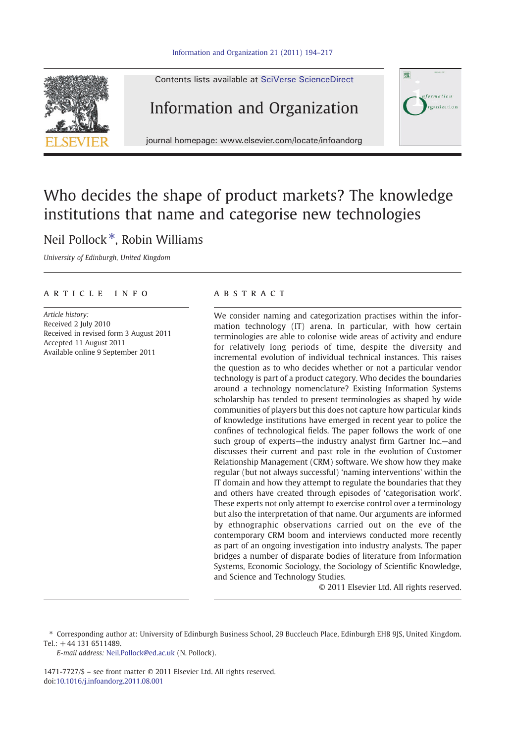# Who decides the shape of product markets? The knowledge institutions that name and categorise new technologies

Neil Pollock *, Robin Williams

*University of Edinburgh, United Kingdom*

## ARTICLE INFO

*Article history:*
Received 2 July 2010
Received in revised form 3 August 2011
Accepted 11 August 2011
Available online 9 September 2011

## ABSTRACT

We consider naming and categorization practises within the information technology (IT) arena. In particular, with how certain terminologies are able to colonise wide areas of activity and endure for relatively long periods of time, despite the diversity and incremental evolution of individual technical instances. This raises the question as to who decides whether or not a particular vendor technology is part of a product category. Who decides the boundaries around a technology nomenclature? Existing Information Systems scholarship has tended to present terminologies as shaped by wide communities of players but this does not capture how particular kinds of knowledge institutions have emerged in recent year to police the confines of technological fields. The paper follows the work of one such group of experts—the industry analyst firm Gartner Inc.—and discusses their current and past role in the evolution of Customer Relationship Management (CRM) software. We show how they make regular (but not always successful) 'naming interventions' within the IT domain and how they attempt to regulate the boundaries that they and others have created through episodes of 'categorisation work'. These experts not only attempt to exercise control over a terminology but also the interpretation of that name. Our arguments are informed by ethnographic observations carried out on the eve of the contemporary CRM boom and interviews conducted more recently as part of an ongoing investigation into industry analysts. The paper bridges a number of disparate bodies of literature from Information Systems, Economic Sociology, the Sociology of Scientific Knowledge, and Science and Technology Studies.

© 2011 Elsevier Ltd. All rights reserved.

---

\* Corresponding author at: University of Edinburgh Business School, 29 Buccleuch Place, Edinburgh EH8 9JS, United Kingdom. Tel.: +44 131 6511489.

*E-mail address:* Neil.Pollock@ed.ac.uk (N. Pollock).

1471-7727/$ – see front matter © 2011 Elsevier Ltd. All rights reserved.
doi:10.1016/j.infoandorg.2011.08.001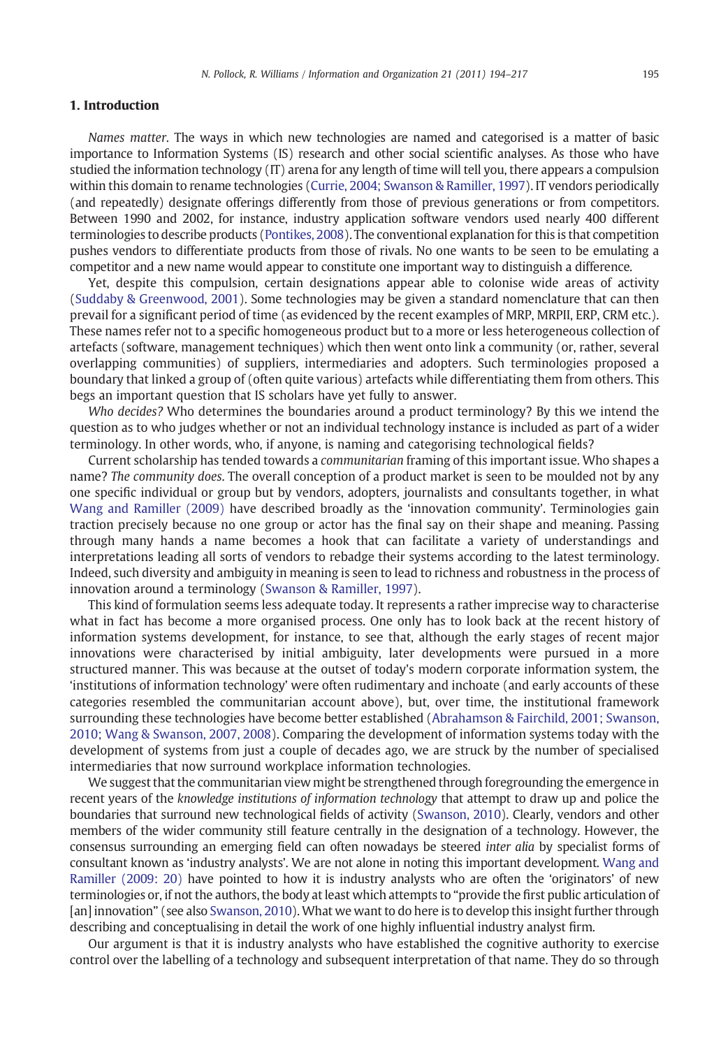## 1. Introduction

*Names matter*. The ways in which new technologies are named and categorised is a matter of basic importance to Information Systems (IS) research and other social scientific analyses. As those who have studied the information technology (IT) arena for any length of time will tell you, there appears a compulsion within this domain to rename technologies (Currie, 2004; Swanson & Ramiller, 1997). IT vendors periodically (and repeatedly) designate offerings differently from those of previous generations or from competitors. Between 1990 and 2002, for instance, industry application software vendors used nearly 400 different terminologies to describe products (Pontikes, 2008). The conventional explanation for this is that competition pushes vendors to differentiate products from those of rivals. No one wants to be seen to be emulating a competitor and a new name would appear to constitute one important way to distinguish a difference.

Yet, despite this compulsion, certain designations appear able to colonise wide areas of activity (Suddaby & Greenwood, 2001). Some technologies may be given a standard nomenclature that can then prevail for a significant period of time (as evidenced by the recent examples of MRP, MRPII, ERP, CRM etc.). These names refer not to a specific homogeneous product but to a more or less heterogeneous collection of artefacts (software, management techniques) which then went onto link a community (or, rather, several overlapping communities) of suppliers, intermediaries and adopters. Such terminologies proposed a boundary that linked a group of (often quite various) artefacts while differentiating them from others. This begs an important question that IS scholars have yet fully to answer.

*Who decides?* Who determines the boundaries around a product terminology? By this we intend the question as to who judges whether or not an individual technology instance is included as part of a wider terminology. In other words, who, if anyone, is naming and categorising technological fields?

Current scholarship has tended towards a *communitarian* framing of this important issue. Who shapes a name? *The community does*. The overall conception of a product market is seen to be moulded not by any one specific individual or group but by vendors, adopters, journalists and consultants together, in what Wang and Ramiller (2009) have described broadly as the 'innovation community'. Terminologies gain traction precisely because no one group or actor has the final say on their shape and meaning. Passing through many hands a name becomes a hook that can facilitate a variety of understandings and interpretations leading all sorts of vendors to rebadge their systems according to the latest terminology. Indeed, such diversity and ambiguity in meaning is seen to lead to richness and robustness in the process of innovation around a terminology (Swanson & Ramiller, 1997).

This kind of formulation seems less adequate today. It represents a rather imprecise way to characterise what in fact has become a more organised process. One only has to look back at the recent history of information systems development, for instance, to see that, although the early stages of recent major innovations were characterised by initial ambiguity, later developments were pursued in a more structured manner. This was because at the outset of today's modern corporate information system, the 'institutions of information technology' were often rudimentary and inchoate (and early accounts of these categories resembled the communitarian account above), but, over time, the institutional framework surrounding these technologies have become better established (Abrahamson & Fairchild, 2001; Swanson, 2010; Wang & Swanson, 2007, 2008). Comparing the development of information systems today with the development of systems from just a couple of decades ago, we are struck by the number of specialised intermediaries that now surround workplace information technologies.

We suggest that the communitarian view might be strengthened through foregrounding the emergence in recent years of the *knowledge institutions of information technology* that attempt to draw up and police the boundaries that surround new technological fields of activity (Swanson, 2010). Clearly, vendors and other members of the wider community still feature centrally in the designation of a technology. However, the consensus surrounding an emerging field can often nowadays be steered *inter alia* by specialist forms of consultant known as 'industry analysts'. We are not alone in noting this important development. Wang and Ramiller (2009: 20) have pointed to how it is industry analysts who are often the 'originators' of new terminologies or, if not the authors, the body at least which attempts to "provide the first public articulation of [an] innovation" (see also Swanson, 2010). What we want to do here is to develop this insight further through describing and conceptualising in detail the work of one highly influential industry analyst firm.

Our argument is that it is industry analysts who have established the cognitive authority to exercise control over the labelling of a technology and subsequent interpretation of that name. They do so through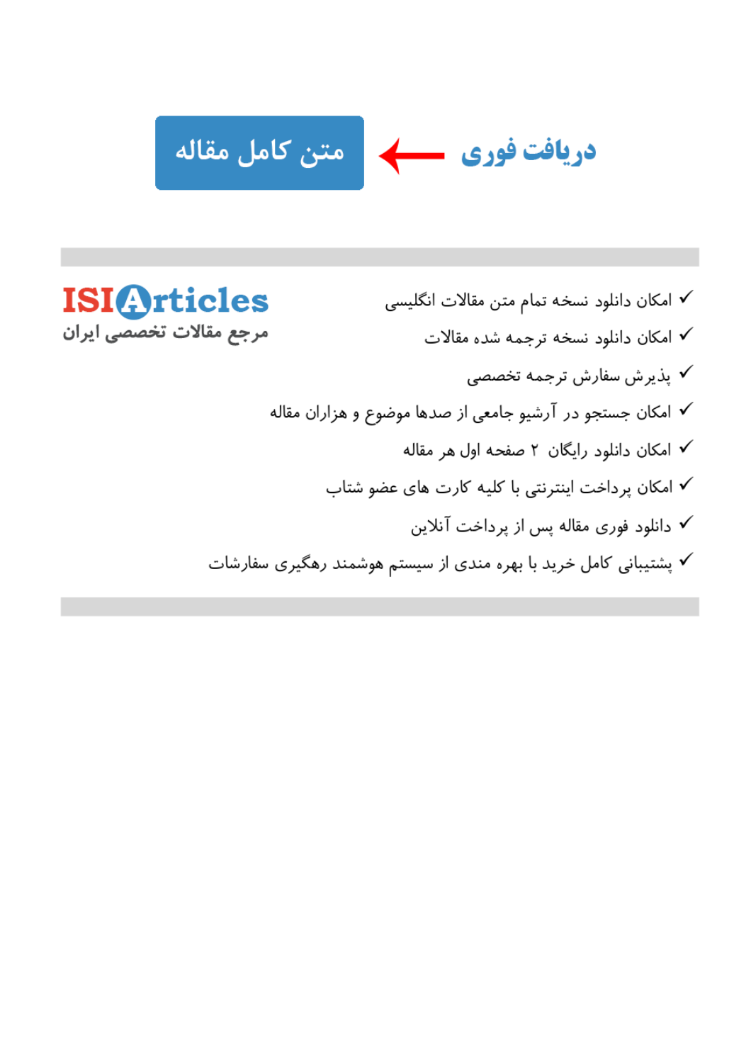دریافت فوری ← متن کامل مقاله

ISIArticles
مرجع مقالات تخصصی ایران

- ✓ امکان دانلود نسخه تمام متن مقالات انگلیسی
- ✓ امکان دانلود نسخه ترجمه شده مقالات
- ✓ پذیرش سفارش ترجمه تخصصی
- ✓ امکان جستجو در آرشیو جامعی از صدها موضوع و هزاران مقاله
- ✓ امکان دانلود رایگان ۲ صفحه اول هر مقاله
- ✓ امکان پرداخت اینترنتی با کلیه کارت های عضو شتاب
- ✓ دانلود فوری مقاله پس از پرداخت آنلاین
- ✓ پشتیبانی کامل خرید با بهره مندی از سیستم هوشمند رهگیری سفارشات